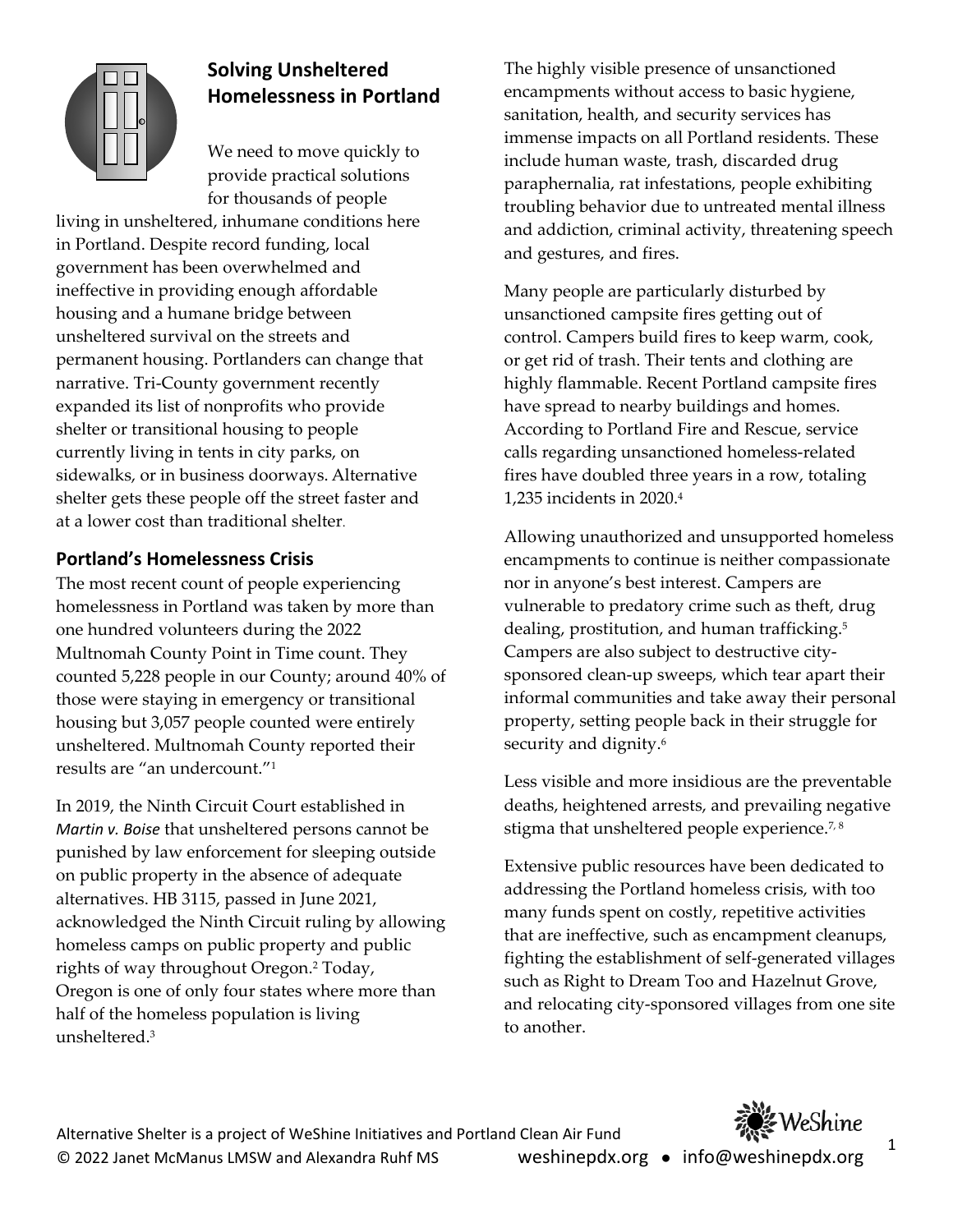# Solving Unsheltered Homelessness in Portland

We need to move quickly to provide practical solutions for thousands of people living in unsheltered, inhumane conditions here in Portland. Despite record funding, local government has been overwhelmed and ineffective in providing enough affordable housing and a humane bridge between unsheltered survival on the streets and permanent housing. Portlanders can change that narrative. Tri-County government recently expanded its list of nonprofits who provide shelter or transitional housing to people currently living in tents in city parks, on sidewalks, or in business doorways. Alternative shelter gets these people off the street faster and at a lower cost than traditional shelter.

## Portland's Homelessness Crisis

The most recent count of people experiencing homelessness in Portland was taken by more than one hundred volunteers during the 2022 Multnomah County Point in Time count. They counted 5,228 people in our County; around 40% of those were staying in emergency or transitional housing but 3,057 people counted were entirely unsheltered. Multnomah County reported their results are "an undercount."[1]

In 2019, the Ninth Circuit Court established in *Martin v. Boise* that unsheltered persons cannot be punished by law enforcement for sleeping outside on public property in the absence of adequate alternatives. HB 3115, passed in June 2021, acknowledged the Ninth Circuit ruling by allowing homeless camps on public property and public rights of way throughout Oregon.[2] Today, Oregon is one of only four states where more than half of the homeless population is living unsheltered.[3]

The highly visible presence of unsanctioned encampments without access to basic hygiene, sanitation, health, and security services has immense impacts on all Portland residents. These include human waste, trash, discarded drug paraphernalia, rat infestations, people exhibiting troubling behavior due to untreated mental illness and addiction, criminal activity, threatening speech and gestures, and fires.

Many people are particularly disturbed by unsanctioned campsite fires getting out of control. Campers build fires to keep warm, cook, or get rid of trash. Their tents and clothing are highly flammable. Recent Portland campsite fires have spread to nearby buildings and homes. According to Portland Fire and Rescue, service calls regarding unsanctioned homeless-related fires have doubled three years in a row, totaling 1,235 incidents in 2020.[4]

Allowing unauthorized and unsupported homeless encampments to continue is neither compassionate nor in anyone's best interest. Campers are vulnerable to predatory crime such as theft, drug dealing, prostitution, and human trafficking.[5] Campers are also subject to destructive city-sponsored clean-up sweeps, which tear apart their informal communities and take away their personal property, setting people back in their struggle for security and dignity.[6]

Less visible and more insidious are the preventable deaths, heightened arrests, and prevailing negative stigma that unsheltered people experience.[7, 8]

Extensive public resources have been dedicated to addressing the Portland homeless crisis, with too many funds spent on costly, repetitive activities that are ineffective, such as encampment cleanups, fighting the establishment of self-generated villages such as Right to Dream Too and Hazelnut Grove, and relocating city-sponsored villages from one site to another.

Alternative Shelter is a project of WeShine Initiatives and Portland Clean Air Fund
© 2022 Janet McManus LMSW and Alexandra Ruhf MS weshinepdx.org • info@weshinepdx.org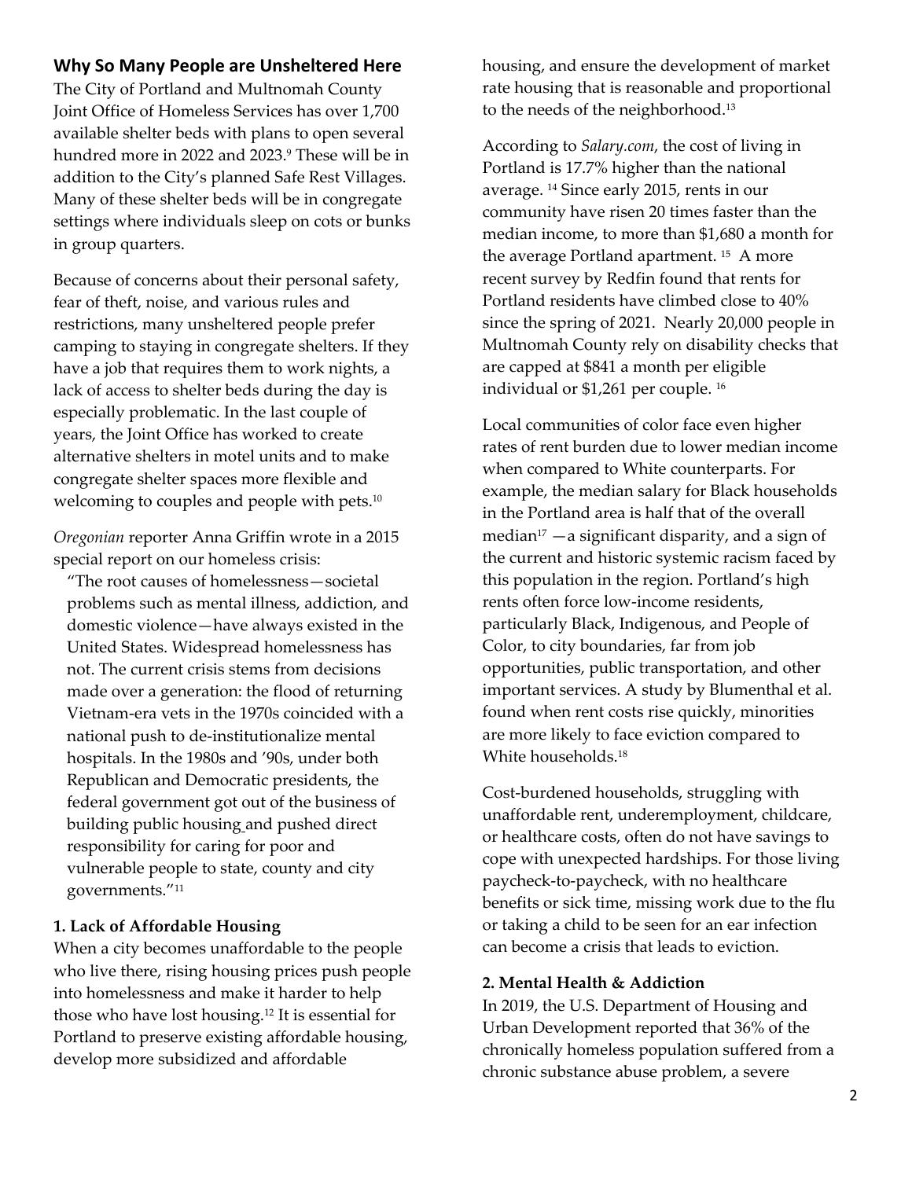## Why So Many People are Unsheltered Here

The City of Portland and Multnomah County Joint Office of Homeless Services has over 1,700 available shelter beds with plans to open several hundred more in 2022 and 2023.[9] These will be in addition to the City's planned Safe Rest Villages. Many of these shelter beds will be in congregate settings where individuals sleep on cots or bunks in group quarters.

Because of concerns about their personal safety, fear of theft, noise, and various rules and restrictions, many unsheltered people prefer camping to staying in congregate shelters. If they have a job that requires them to work nights, a lack of access to shelter beds during the day is especially problematic. In the last couple of years, the Joint Office has worked to create alternative shelters in motel units and to make congregate shelter spaces more flexible and welcoming to couples and people with pets.[10]

*Oregonian* reporter Anna Griffin wrote in a 2015 special report on our homeless crisis:

> "The root causes of homelessness—societal problems such as mental illness, addiction, and domestic violence—have always existed in the United States. Widespread homelessness has not. The current crisis stems from decisions made over a generation: the flood of returning Vietnam-era vets in the 1970s coincided with a national push to de-institutionalize mental hospitals. In the 1980s and '90s, under both Republican and Democratic presidents, the federal government got out of the business of building public housing and pushed direct responsibility for caring for poor and vulnerable people to state, county and city governments."[11]

### 1. Lack of Affordable Housing

When a city becomes unaffordable to the people who live there, rising housing prices push people into homelessness and make it harder to help those who have lost housing.[12] It is essential for Portland to preserve existing affordable housing, develop more subsidized and affordable housing, and ensure the development of market rate housing that is reasonable and proportional to the needs of the neighborhood.[13]

According to *Salary.com*, the cost of living in Portland is 17.7% higher than the national average. [14] Since early 2015, rents in our community have risen 20 times faster than the median income, to more than $1,680 a month for the average Portland apartment. [15] A more recent survey by Redfin found that rents for Portland residents have climbed close to 40% since the spring of 2021. Nearly 20,000 people in Multnomah County rely on disability checks that are capped at $841 a month per eligible individual or $1,261 per couple. [16]

Local communities of color face even higher rates of rent burden due to lower median income when compared to White counterparts. For example, the median salary for Black households in the Portland area is half that of the overall median[17] —a significant disparity, and a sign of the current and historic systemic racism faced by this population in the region. Portland's high rents often force low-income residents, particularly Black, Indigenous, and People of Color, to city boundaries, far from job opportunities, public transportation, and other important services. A study by Blumenthal et al. found when rent costs rise quickly, minorities are more likely to face eviction compared to White households.[18]

Cost-burdened households, struggling with unaffordable rent, underemployment, childcare, or healthcare costs, often do not have savings to cope with unexpected hardships. For those living paycheck-to-paycheck, with no healthcare benefits or sick time, missing work due to the flu or taking a child to be seen for an ear infection can become a crisis that leads to eviction.

### 2. Mental Health & Addiction

In 2019, the U.S. Department of Housing and Urban Development reported that 36% of the chronically homeless population suffered from a chronic substance abuse problem, a severe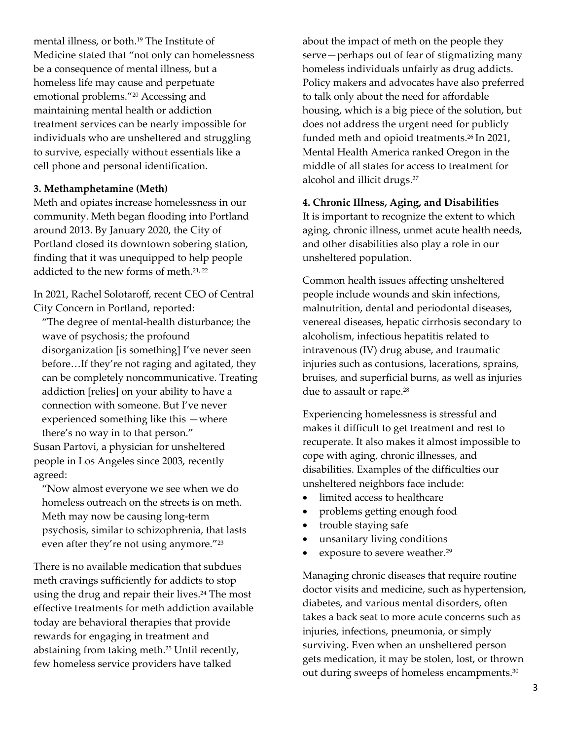mental illness, or both.[19] The Institute of Medicine stated that "not only can homelessness be a consequence of mental illness, but a homeless life may cause and perpetuate emotional problems."[20] Accessing and maintaining mental health or addiction treatment services can be nearly impossible for individuals who are unsheltered and struggling to survive, especially without essentials like a cell phone and personal identification.

**3. Methamphetamine (Meth)**

Meth and opiates increase homelessness in our community. Meth began flooding into Portland around 2013. By January 2020, the City of Portland closed its downtown sobering station, finding that it was unequipped to help people addicted to the new forms of meth.[21, 22]

In 2021, Rachel Solotaroff, recent CEO of Central City Concern in Portland, reported:

> "The degree of mental-health disturbance; the wave of psychosis; the profound disorganization [is something] I've never seen before…If they're not raging and agitated, they can be completely noncommunicative. Treating addiction [relies] on your ability to have a connection with someone. But I've never experienced something like this —where there's no way in to that person."

Susan Partovi, a physician for unsheltered people in Los Angeles since 2003, recently agreed:

> "Now almost everyone we see when we do homeless outreach on the streets is on meth. Meth may now be causing long-term psychosis, similar to schizophrenia, that lasts even after they're not using anymore."[23]

There is no available medication that subdues meth cravings sufficiently for addicts to stop using the drug and repair their lives.[24] The most effective treatments for meth addiction available today are behavioral therapies that provide rewards for engaging in treatment and abstaining from taking meth.[25] Until recently, few homeless service providers have talked about the impact of meth on the people they serve—perhaps out of fear of stigmatizing many homeless individuals unfairly as drug addicts. Policy makers and advocates have also preferred to talk only about the need for affordable housing, which is a big piece of the solution, but does not address the urgent need for publicly funded meth and opioid treatments.[26] In 2021, Mental Health America ranked Oregon in the middle of all states for access to treatment for alcohol and illicit drugs.[27]

**4. Chronic Illness, Aging, and Disabilities**

It is important to recognize the extent to which aging, chronic illness, unmet acute health needs, and other disabilities also play a role in our unsheltered population.

Common health issues affecting unsheltered people include wounds and skin infections, malnutrition, dental and periodontal diseases, venereal diseases, hepatic cirrhosis secondary to alcoholism, infectious hepatitis related to intravenous (IV) drug abuse, and traumatic injuries such as contusions, lacerations, sprains, bruises, and superficial burns, as well as injuries due to assault or rape.[28]

Experiencing homelessness is stressful and makes it difficult to get treatment and rest to recuperate. It also makes it almost impossible to cope with aging, chronic illnesses, and disabilities. Examples of the difficulties our unsheltered neighbors face include:

- limited access to healthcare
- problems getting enough food
- trouble staying safe
- unsanitary living conditions
- exposure to severe weather.[29]

Managing chronic diseases that require routine doctor visits and medicine, such as hypertension, diabetes, and various mental disorders, often takes a back seat to more acute concerns such as injuries, infections, pneumonia, or simply surviving. Even when an unsheltered person gets medication, it may be stolen, lost, or thrown out during sweeps of homeless encampments.[30]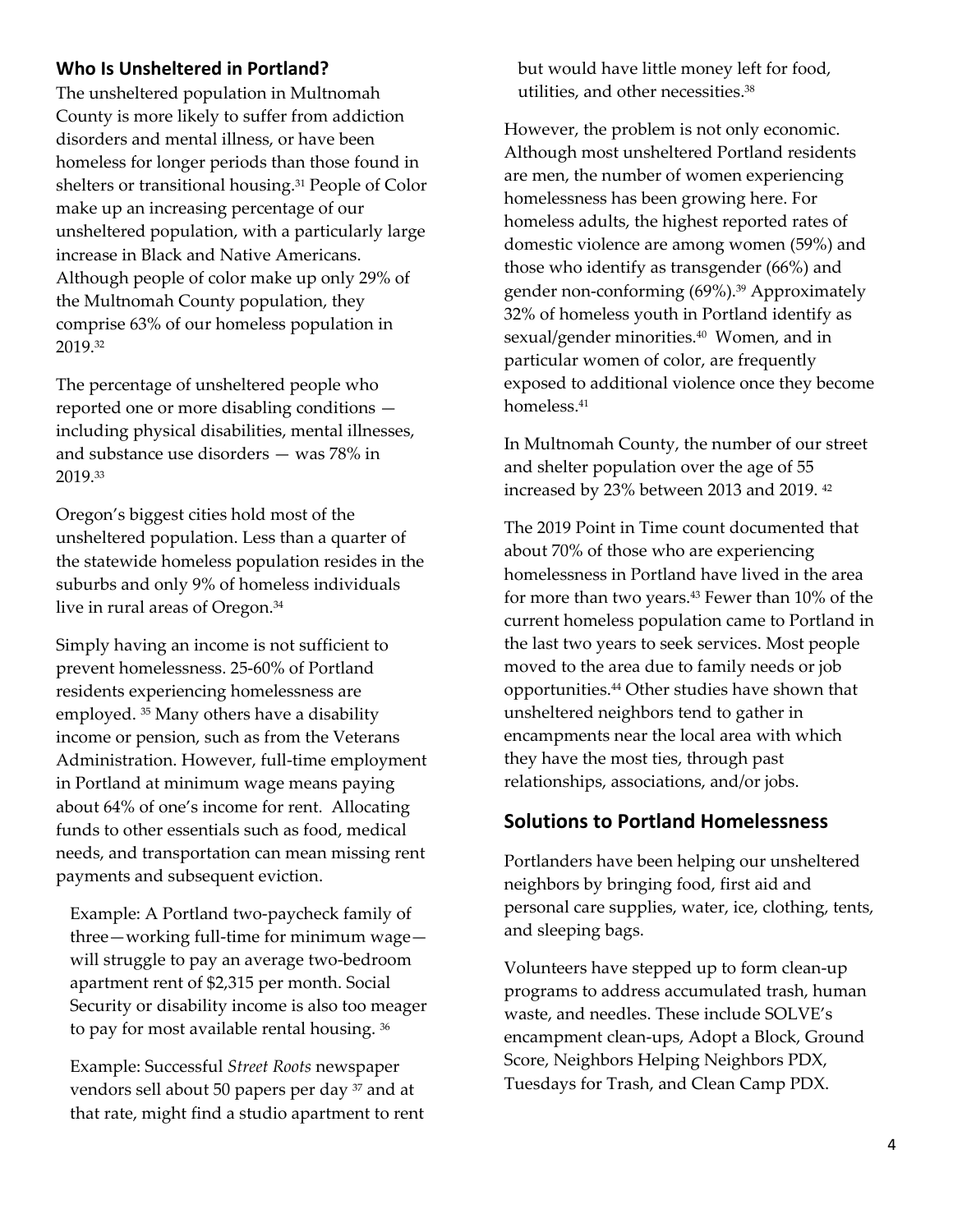## Who Is Unsheltered in Portland?

The unsheltered population in Multnomah County is more likely to suffer from addiction disorders and mental illness, or have been homeless for longer periods than those found in shelters or transitional housing.[31] People of Color make up an increasing percentage of our unsheltered population, with a particularly large increase in Black and Native Americans. Although people of color make up only 29% of the Multnomah County population, they comprise 63% of our homeless population in 2019.[32]

The percentage of unsheltered people who reported one or more disabling conditions — including physical disabilities, mental illnesses, and substance use disorders — was 78% in 2019.[33]

Oregon's biggest cities hold most of the unsheltered population. Less than a quarter of the statewide homeless population resides in the suburbs and only 9% of homeless individuals live in rural areas of Oregon.[34]

Simply having an income is not sufficient to prevent homelessness. 25-60% of Portland residents experiencing homelessness are employed. [35] Many others have a disability income or pension, such as from the Veterans Administration. However, full-time employment in Portland at minimum wage means paying about 64% of one's income for rent. Allocating funds to other essentials such as food, medical needs, and transportation can mean missing rent payments and subsequent eviction.

> Example: A Portland two-paycheck family of three—working full-time for minimum wage—will struggle to pay an average two-bedroom apartment rent of $2,315 per month. Social Security or disability income is also too meager to pay for most available rental housing. [36]
>
> Example: Successful *Street Roots* newspaper vendors sell about 50 papers per day [37] and at that rate, might find a studio apartment to rent but would have little money left for food, utilities, and other necessities.[38]

However, the problem is not only economic. Although most unsheltered Portland residents are men, the number of women experiencing homelessness has been growing here. For homeless adults, the highest reported rates of domestic violence are among women (59%) and those who identify as transgender (66%) and gender non-conforming (69%).[39] Approximately 32% of homeless youth in Portland identify as sexual/gender minorities.[40] Women, and in particular women of color, are frequently exposed to additional violence once they become homeless.[41]

In Multnomah County, the number of our street and shelter population over the age of 55 increased by 23% between 2013 and 2019. [42]

The 2019 Point in Time count documented that about 70% of those who are experiencing homelessness in Portland have lived in the area for more than two years.[43] Fewer than 10% of the current homeless population came to Portland in the last two years to seek services. Most people moved to the area due to family needs or job opportunities.[44] Other studies have shown that unsheltered neighbors tend to gather in encampments near the local area with which they have the most ties, through past relationships, associations, and/or jobs.

## Solutions to Portland Homelessness

Portlanders have been helping our unsheltered neighbors by bringing food, first aid and personal care supplies, water, ice, clothing, tents, and sleeping bags.

Volunteers have stepped up to form clean-up programs to address accumulated trash, human waste, and needles. These include SOLVE's encampment clean-ups, Adopt a Block, Ground Score, Neighbors Helping Neighbors PDX, Tuesdays for Trash, and Clean Camp PDX.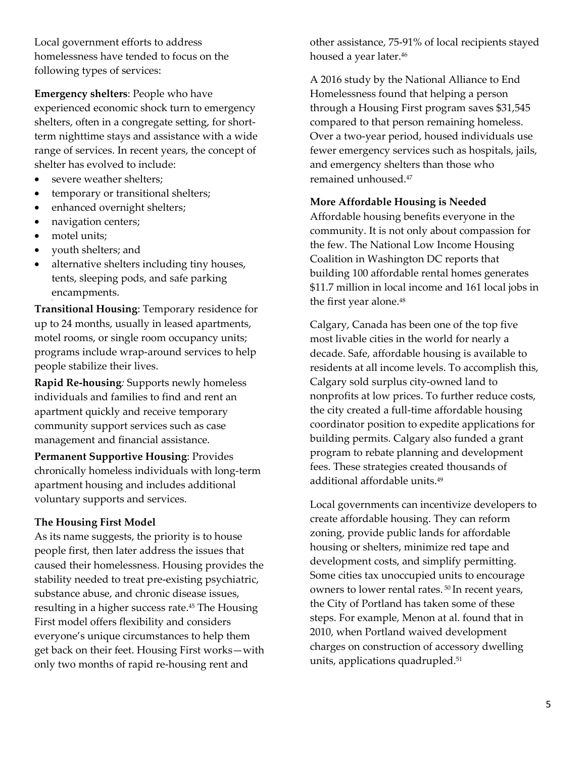Local government efforts to address homelessness have tended to focus on the following types of services:

**Emergency shelters**: People who have experienced economic shock turn to emergency shelters, often in a congregate setting, for short-term nighttime stays and assistance with a wide range of services. In recent years, the concept of shelter has evolved to include:

- severe weather shelters;
- temporary or transitional shelters;
- enhanced overnight shelters;
- navigation centers;
- motel units;
- youth shelters; and
- alternative shelters including tiny houses, tents, sleeping pods, and safe parking encampments.

**Transitional Housing**: Temporary residence for up to 24 months, usually in leased apartments, motel rooms, or single room occupancy units; programs include wrap-around services to help people stabilize their lives.

**Rapid Re-housing***:* Supports newly homeless individuals and families to find and rent an apartment quickly and receive temporary community support services such as case management and financial assistance.

**Permanent Supportive Housing**: Provides chronically homeless individuals with long-term apartment housing and includes additional voluntary supports and services.

### The Housing First Model

As its name suggests, the priority is to house people first, then later address the issues that caused their homelessness. Housing provides the stability needed to treat pre-existing psychiatric, substance abuse, and chronic disease issues, resulting in a higher success rate.[45] The Housing First model offers flexibility and considers everyone's unique circumstances to help them get back on their feet. Housing First works—with only two months of rapid re-housing rent and other assistance, 75-91% of local recipients stayed housed a year later.[46]

A 2016 study by the National Alliance to End Homelessness found that helping a person through a Housing First program saves $31,545 compared to that person remaining homeless. Over a two-year period, housed individuals use fewer emergency services such as hospitals, jails, and emergency shelters than those who remained unhoused.[47]

### More Affordable Housing is Needed

Affordable housing benefits everyone in the community. It is not only about compassion for the few. The National Low Income Housing Coalition in Washington DC reports that building 100 affordable rental homes generates $11.7 million in local income and 161 local jobs in the first year alone.[48]

Calgary, Canada has been one of the top five most livable cities in the world for nearly a decade. Safe, affordable housing is available to residents at all income levels. To accomplish this, Calgary sold surplus city-owned land to nonprofits at low prices. To further reduce costs, the city created a full-time affordable housing coordinator position to expedite applications for building permits. Calgary also funded a grant program to rebate planning and development fees. These strategies created thousands of additional affordable units.[49]

Local governments can incentivize developers to create affordable housing. They can reform zoning, provide public lands for affordable housing or shelters, minimize red tape and development costs, and simplify permitting. Some cities tax unoccupied units to encourage owners to lower rental rates.[50] In recent years, the City of Portland has taken some of these steps. For example, Menon at al. found that in 2010, when Portland waived development charges on construction of accessory dwelling units, applications quadrupled.[51]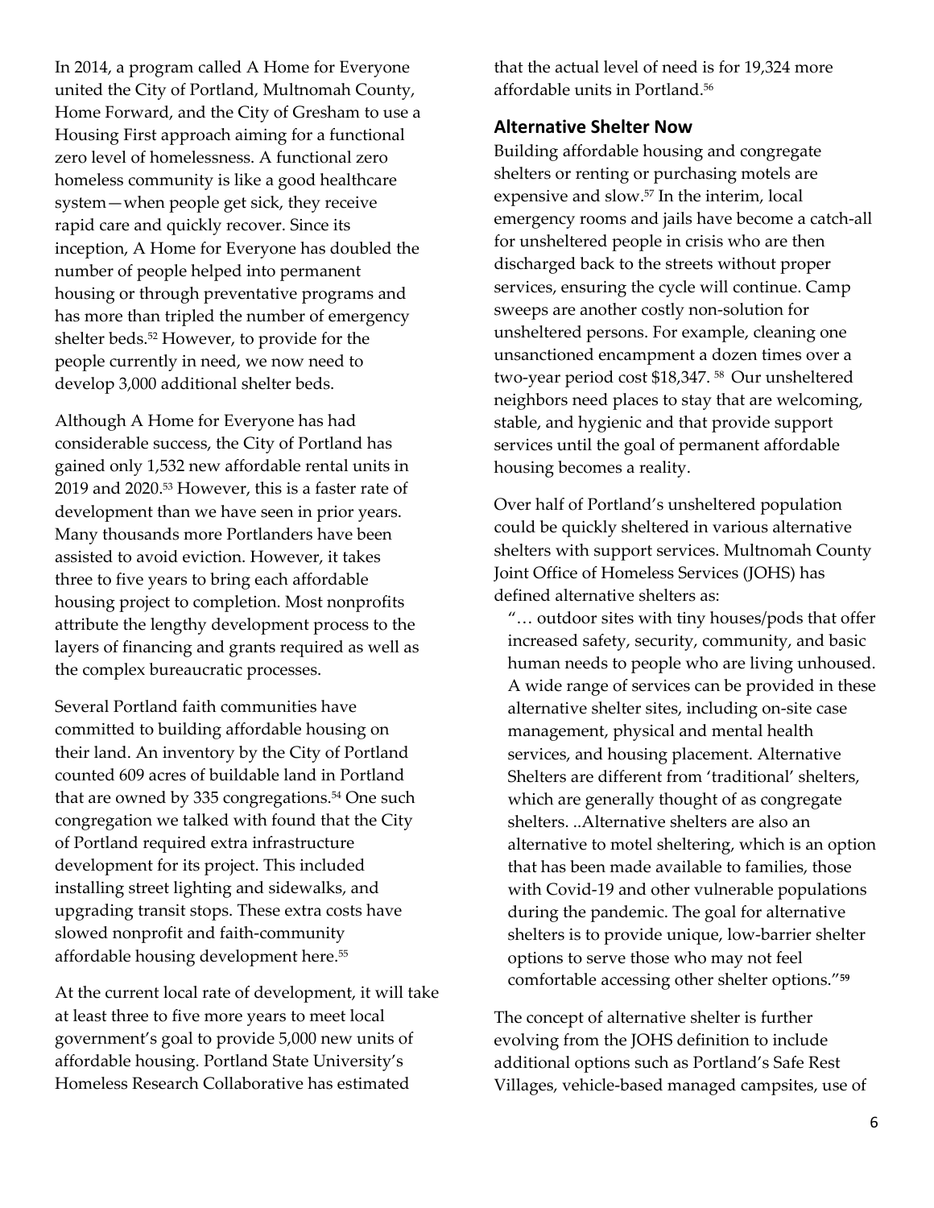In 2014, a program called A Home for Everyone united the City of Portland, Multnomah County, Home Forward, and the City of Gresham to use a Housing First approach aiming for a functional zero level of homelessness. A functional zero homeless community is like a good healthcare system—when people get sick, they receive rapid care and quickly recover. Since its inception, A Home for Everyone has doubled the number of people helped into permanent housing or through preventative programs and has more than tripled the number of emergency shelter beds.[52] However, to provide for the people currently in need, we now need to develop 3,000 additional shelter beds.

Although A Home for Everyone has had considerable success, the City of Portland has gained only 1,532 new affordable rental units in 2019 and 2020.[53] However, this is a faster rate of development than we have seen in prior years. Many thousands more Portlanders have been assisted to avoid eviction. However, it takes three to five years to bring each affordable housing project to completion. Most nonprofits attribute the lengthy development process to the layers of financing and grants required as well as the complex bureaucratic processes.

Several Portland faith communities have committed to building affordable housing on their land. An inventory by the City of Portland counted 609 acres of buildable land in Portland that are owned by 335 congregations.[54] One such congregation we talked with found that the City of Portland required extra infrastructure development for its project. This included installing street lighting and sidewalks, and upgrading transit stops. These extra costs have slowed nonprofit and faith-community affordable housing development here.[55]

At the current local rate of development, it will take at least three to five more years to meet local government's goal to provide 5,000 new units of affordable housing. Portland State University's Homeless Research Collaborative has estimated that the actual level of need is for 19,324 more affordable units in Portland.[56]

## Alternative Shelter Now

Building affordable housing and congregate shelters or renting or purchasing motels are expensive and slow.[57] In the interim, local emergency rooms and jails have become a catch-all for unsheltered people in crisis who are then discharged back to the streets without proper services, ensuring the cycle will continue. Camp sweeps are another costly non-solution for unsheltered persons. For example, cleaning one unsanctioned encampment a dozen times over a two-year period cost $18,347. [58] Our unsheltered neighbors need places to stay that are welcoming, stable, and hygienic and that provide support services until the goal of permanent affordable housing becomes a reality.

Over half of Portland's unsheltered population could be quickly sheltered in various alternative shelters with support services. Multnomah County Joint Office of Homeless Services (JOHS) has defined alternative shelters as:

> "… outdoor sites with tiny houses/pods that offer increased safety, security, community, and basic human needs to people who are living unhoused. A wide range of services can be provided in these alternative shelter sites, including on-site case management, physical and mental health services, and housing placement. Alternative Shelters are different from 'traditional' shelters, which are generally thought of as congregate shelters. ..Alternative shelters are also an alternative to motel sheltering, which is an option that has been made available to families, those with Covid-19 and other vulnerable populations during the pandemic. The goal for alternative shelters is to provide unique, low-barrier shelter options to serve those who may not feel comfortable accessing other shelter options."[59]

The concept of alternative shelter is further evolving from the JOHS definition to include additional options such as Portland's Safe Rest Villages, vehicle-based managed campsites, use of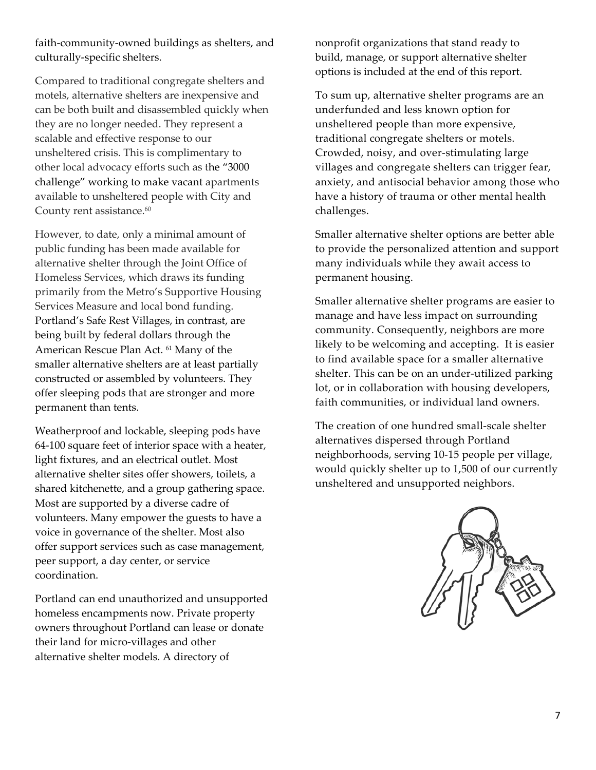faith-community-owned buildings as shelters, and culturally-specific shelters.

Compared to traditional congregate shelters and motels, alternative shelters are inexpensive and can be both built and disassembled quickly when they are no longer needed. They represent a scalable and effective response to our unsheltered crisis. This is complimentary to other local advocacy efforts such as the "3000 challenge" working to make vacant apartments available to unsheltered people with City and County rent assistance.[60]

However, to date, only a minimal amount of public funding has been made available for alternative shelter through the Joint Office of Homeless Services, which draws its funding primarily from the Metro's Supportive Housing Services Measure and local bond funding. Portland's Safe Rest Villages, in contrast, are being built by federal dollars through the American Rescue Plan Act.[61] Many of the smaller alternative shelters are at least partially constructed or assembled by volunteers. They offer sleeping pods that are stronger and more permanent than tents.

Weatherproof and lockable, sleeping pods have 64-100 square feet of interior space with a heater, light fixtures, and an electrical outlet. Most alternative shelter sites offer showers, toilets, a shared kitchenette, and a group gathering space. Most are supported by a diverse cadre of volunteers. Many empower the guests to have a voice in governance of the shelter. Most also offer support services such as case management, peer support, a day center, or service coordination.

Portland can end unauthorized and unsupported homeless encampments now. Private property owners throughout Portland can lease or donate their land for micro-villages and other alternative shelter models. A directory of nonprofit organizations that stand ready to build, manage, or support alternative shelter options is included at the end of this report.

To sum up, alternative shelter programs are an underfunded and less known option for unsheltered people than more expensive, traditional congregate shelters or motels. Crowded, noisy, and over-stimulating large villages and congregate shelters can trigger fear, anxiety, and antisocial behavior among those who have a history of trauma or other mental health challenges.

Smaller alternative shelter options are better able to provide the personalized attention and support many individuals while they await access to permanent housing.

Smaller alternative shelter programs are easier to manage and have less impact on surrounding community. Consequently, neighbors are more likely to be welcoming and accepting. It is easier to find available space for a smaller alternative shelter. This can be on an under-utilized parking lot, or in collaboration with housing developers, faith communities, or individual land owners.

The creation of one hundred small-scale shelter alternatives dispersed through Portland neighborhoods, serving 10-15 people per village, would quickly shelter up to 1,500 of our currently unsheltered and unsupported neighbors.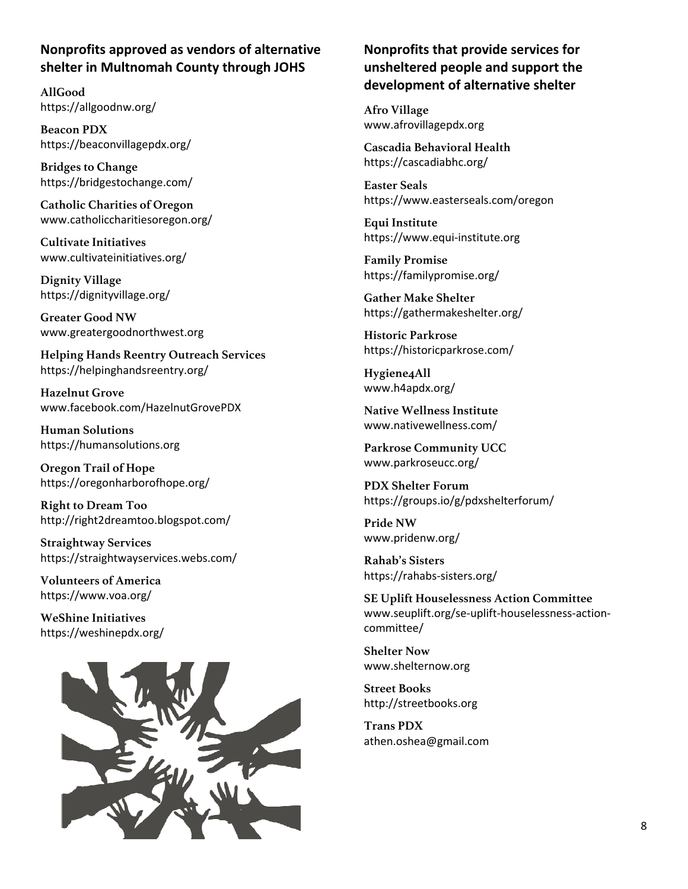## Nonprofits approved as vendors of alternative shelter in Multnomah County through JOHS

**AllGood**
https://allgoodnw.org/

**Beacon PDX**
https://beaconvillagepdx.org/

**Bridges to Change**
https://bridgestochange.com/

**Catholic Charities of Oregon**
www.catholiccharitiesoregon.org/

**Cultivate Initiatives**
www.cultivateinitiatives.org/

**Dignity Village**
https://dignityvillage.org/

**Greater Good NW**
www.greatergoodnorthwest.org

**Helping Hands Reentry Outreach Services**
https://helpinghandsreentry.org/

**Hazelnut Grove**
www.facebook.com/HazelnutGrovePDX

**Human Solutions**
https://humansolutions.org

**Oregon Trail of Hope**
https://oregonharborofhope.org/

**Right to Dream Too**
http://right2dreamtoo.blogspot.com/

**Straightway Services**
https://straightwayservices.webs.com/

**Volunteers of America**
https://www.voa.org/

**WeShine Initiatives**
https://weshinepdx.org/

## Nonprofits that provide services for unsheltered people and support the development of alternative shelter

**Afro Village**
www.afrovillagepdx.org

**Cascadia Behavioral Health**
https://cascadiabhc.org/

**Easter Seals**
https://www.easterseals.com/oregon

**Equi Institute**
https://www.equi-institute.org

**Family Promise**
https://familypromise.org/

**Gather Make Shelter**
https://gathermakeshelter.org/

**Historic Parkrose**
https://historicparkrose.com/

**Hygiene4All**
www.h4apdx.org/

**Native Wellness Institute**
www.nativewellness.com/

**Parkrose Community UCC**
www.parkroseucc.org/

**PDX Shelter Forum**
https://groups.io/g/pdxshelterforum/

**Pride NW**
www.pridenw.org/

**Rahab's Sisters**
https://rahabs-sisters.org/

**SE Uplift Houselessness Action Committee**
www.seuplift.org/se-uplift-houselessness-action-committee/

**Shelter Now**
www.shelternow.org

**Street Books**
http://streetbooks.org

**Trans PDX**
athen.oshea@gmail.com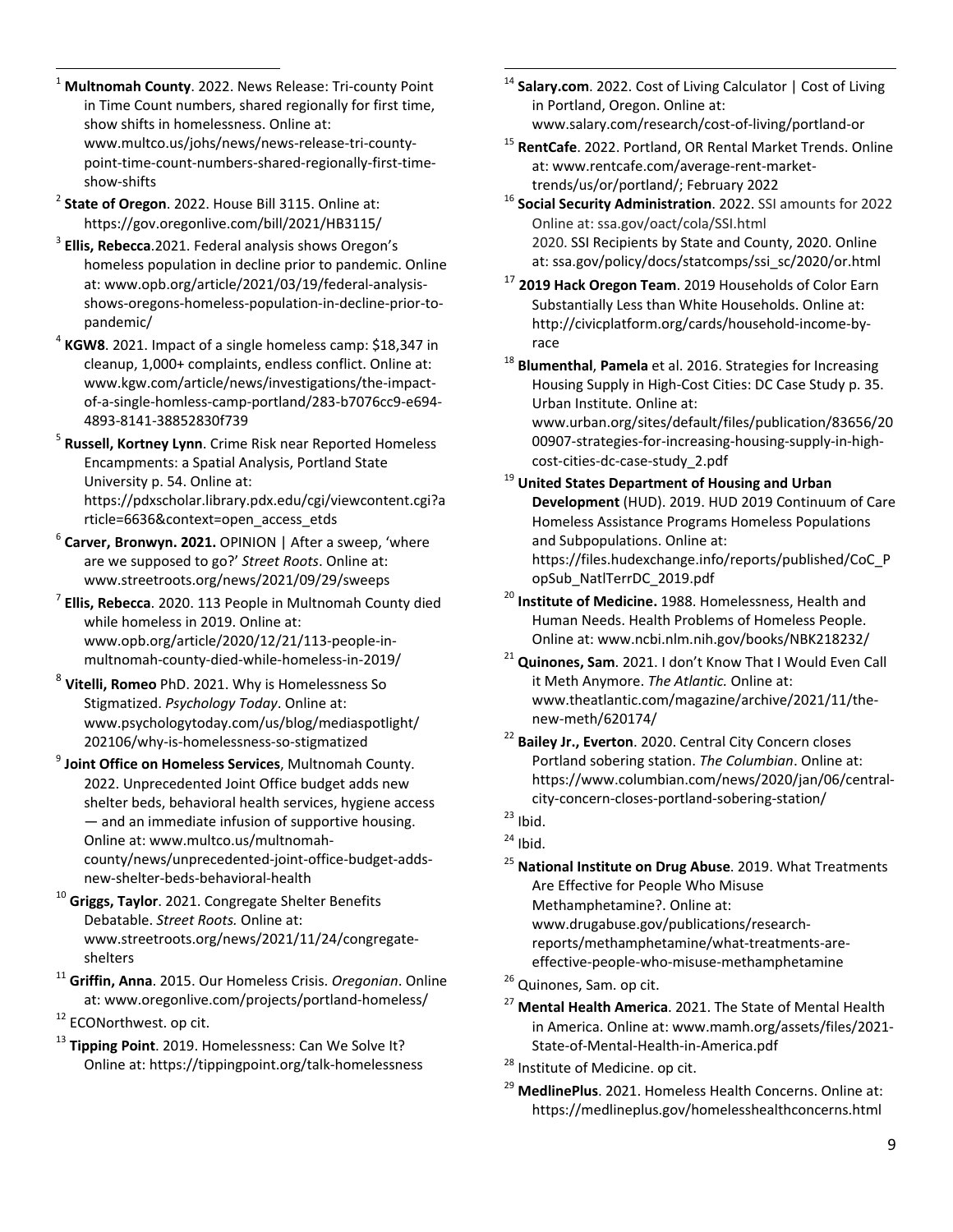[1] **Multnomah County**. 2022. News Release: Tri-county Point in Time Count numbers, shared regionally for first time, show shifts in homelessness. Online at: www.multco.us/johs/news/news-release-tri-county-point-time-count-numbers-shared-regionally-first-time-show-shifts

[2] **State of Oregon**. 2022. House Bill 3115. Online at: https://gov.oregonlive.com/bill/2021/HB3115/

[3] **Ellis, Rebecca**.2021. Federal analysis shows Oregon's homeless population in decline prior to pandemic. Online at: www.opb.org/article/2021/03/19/federal-analysis-shows-oregons-homeless-population-in-decline-prior-to-pandemic/

[4] **KGW8**. 2021. Impact of a single homeless camp: $18,347 in cleanup, 1,000+ complaints, endless conflict. Online at: www.kgw.com/article/news/investigations/the-impact-of-a-single-homless-camp-portland/283-b7076cc9-e694-4893-8141-38852830f739

[5] **Russell, Kortney Lynn**. Crime Risk near Reported Homeless Encampments: a Spatial Analysis, Portland State University p. 54. Online at: https://pdxscholar.library.pdx.edu/cgi/viewcontent.cgi?article=6636&context=open_access_etds

[6] **Carver, Bronwyn. 2021.** OPINION | After a sweep, 'where are we supposed to go?' *Street Roots*. Online at: www.streetroots.org/news/2021/09/29/sweeps

[7] **Ellis, Rebecca**. 2020. 113 People in Multnomah County died while homeless in 2019. Online at: www.opb.org/article/2020/12/21/113-people-in-multnomah-county-died-while-homeless-in-2019/

[8] **Vitelli, Romeo** PhD. 2021. Why is Homelessness So Stigmatized. *Psychology Today*. Online at: www.psychologytoday.com/us/blog/mediaspotlight/202106/why-is-homelessness-so-stigmatized

[9] **Joint Office on Homeless Services**, Multnomah County. 2022. Unprecedented Joint Office budget adds new shelter beds, behavioral health services, hygiene access — and an immediate infusion of supportive housing. Online at: www.multco.us/multnomah-county/news/unprecedented-joint-office-budget-adds-new-shelter-beds-behavioral-health

[10] **Griggs, Taylor**. 2021. Congregate Shelter Benefits Debatable. *Street Roots.* Online at: www.streetroots.org/news/2021/11/24/congregate-shelters

[11] **Griffin, Anna**. 2015. Our Homeless Crisis. *Oregonian*. Online at: www.oregonlive.com/projects/portland-homeless/

[12] ECONorthwest. op cit.

[13] **Tipping Point**. 2019. Homelessness: Can We Solve It? Online at: https://tippingpoint.org/talk-homelessness

[14] **Salary.com**. 2022. Cost of Living Calculator | Cost of Living in Portland, Oregon. Online at: www.salary.com/research/cost-of-living/portland-or

[15] **RentCafe**. 2022. Portland, OR Rental Market Trends. Online at: www.rentcafe.com/average-rent-market-trends/us/or/portland/; February 2022

[16] **Social Security Administration**. 2022. SSI amounts for 2022 Online at: ssa.gov/oact/cola/SSI.html
2020. SSI Recipients by State and County, 2020. Online at: ssa.gov/policy/docs/statcomps/ssi_sc/2020/or.html

[17] **2019 Hack Oregon Team**. 2019 Households of Color Earn Substantially Less than White Households. Online at: http://civicplatform.org/cards/household-income-by-race

[18] **Blumenthal**, **Pamela** et al. 2016. Strategies for Increasing Housing Supply in High-Cost Cities: DC Case Study p. 35. Urban Institute. Online at: www.urban.org/sites/default/files/publication/83656/2000907-strategies-for-increasing-housing-supply-in-high-cost-cities-dc-case-study_2.pdf

[19] **United States Department of Housing and Urban Development** (HUD). 2019. HUD 2019 Continuum of Care Homeless Assistance Programs Homeless Populations and Subpopulations. Online at: https://files.hudexchange.info/reports/published/CoC_PopSub_NatlTerrDC_2019.pdf

[20] **Institute of Medicine.** 1988. Homelessness, Health and Human Needs. Health Problems of Homeless People. Online at: www.ncbi.nlm.nih.gov/books/NBK218232/

[21] **Quinones, Sam**. 2021. I don't Know That I Would Even Call it Meth Anymore. *The Atlantic.* Online at: www.theatlantic.com/magazine/archive/2021/11/the-new-meth/620174/

[22] **Bailey Jr., Everton**. 2020. Central City Concern closes Portland sobering station. *The Columbian*. Online at: https://www.columbian.com/news/2020/jan/06/central-city-concern-closes-portland-sobering-station/

[23] Ibid.

[24] Ibid.

[25] **National Institute on Drug Abuse**. 2019. What Treatments Are Effective for People Who Misuse Methamphetamine?. Online at: www.drugabuse.gov/publications/research-reports/methamphetamine/what-treatments-are-effective-people-who-misuse-methamphetamine

[26] Quinones, Sam. op cit.

[27] **Mental Health America**. 2021. The State of Mental Health in America. Online at: www.mamh.org/assets/files/2021-State-of-Mental-Health-in-America.pdf

[28] Institute of Medicine. op cit.

[29] **MedlinePlus**. 2021. Homeless Health Concerns. Online at: https://medlineplus.gov/homelesshealthconcerns.html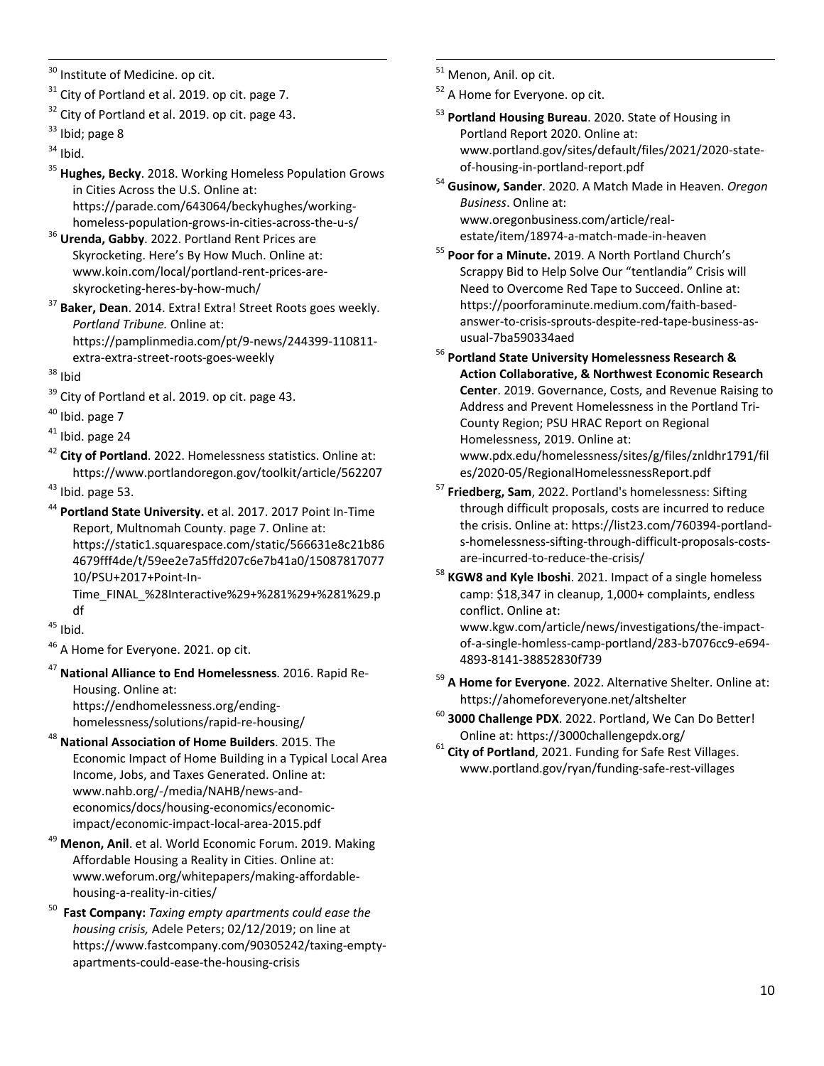[30] Institute of Medicine. op cit.

[31] City of Portland et al. 2019. op cit. page 7.

[32] City of Portland et al. 2019. op cit. page 43.

[33] Ibid; page 8

[34] Ibid.

[35] **Hughes, Becky**. 2018. Working Homeless Population Grows in Cities Across the U.S. Online at: https://parade.com/643064/beckyhughes/working-homeless-population-grows-in-cities-across-the-u-s/

[36] **Urenda, Gabby**. 2022. Portland Rent Prices are Skyrocketing. Here's By How Much. Online at: www.koin.com/local/portland-rent-prices-are-skyrocketing-heres-by-how-much/

[37] **Baker, Dean**. 2014. Extra! Extra! Street Roots goes weekly. *Portland Tribune.* Online at: https://pamplinmedia.com/pt/9-news/244399-110811-extra-extra-street-roots-goes-weekly

[38] Ibid

[39] City of Portland et al. 2019. op cit. page 43.

[40] Ibid. page 7

[41] Ibid. page 24

[42] **City of Portland**. 2022. Homelessness statistics. Online at: https://www.portlandoregon.gov/toolkit/article/562207

[43] Ibid. page 53.

[44] **Portland State University.** et al. 2017. 2017 Point In-Time Report, Multnomah County. page 7. Online at: https://static1.squarespace.com/static/566631e8c21b864679fff4de/t/59ee2e7a5ffd207c6e7b41a0/1508781707710/PSU+2017+Point-In-Time_FINAL_%28Interactive%29+%281%29+%281%29.pdf

[45] Ibid.

[46] A Home for Everyone. 2021. op cit.

[47] **National Alliance to End Homelessness**. 2016. Rapid Re-Housing. Online at: https://endhomelessness.org/ending-homelessness/solutions/rapid-re-housing/

[48] **National Association of Home Builders**. 2015. The Economic Impact of Home Building in a Typical Local Area Income, Jobs, and Taxes Generated. Online at: www.nahb.org/-/media/NAHB/news-and-economics/docs/housing-economics/economic-impact/economic-impact-local-area-2015.pdf

[49] **Menon, Anil**. et al. World Economic Forum. 2019. Making Affordable Housing a Reality in Cities. Online at: www.weforum.org/whitepapers/making-affordable-housing-a-reality-in-cities/

[50] **Fast Company:** *Taxing empty apartments could ease the housing crisis,* Adele Peters; 02/12/2019; on line at https://www.fastcompany.com/90305242/taxing-empty-apartments-could-ease-the-housing-crisis

[51] Menon, Anil. op cit.

[52] A Home for Everyone. op cit.

[53] **Portland Housing Bureau**. 2020. State of Housing in Portland Report 2020. Online at: www.portland.gov/sites/default/files/2021/2020-state-of-housing-in-portland-report.pdf

[54] **Gusinow, Sander**. 2020. A Match Made in Heaven. *Oregon Business*. Online at: www.oregonbusiness.com/article/real-estate/item/18974-a-match-made-in-heaven

[55] **Poor for a Minute.** 2019. A North Portland Church's Scrappy Bid to Help Solve Our "tentlandia" Crisis will Need to Overcome Red Tape to Succeed. Online at: https://poorforaminute.medium.com/faith-based-answer-to-crisis-sprouts-despite-red-tape-business-as-usual-7ba590334aed

[56] **Portland State University Homelessness Research & Action Collaborative, & Northwest Economic Research Center**. 2019. Governance, Costs, and Revenue Raising to Address and Prevent Homelessness in the Portland Tri-County Region; PSU HRAC Report on Regional Homelessness, 2019. Online at: www.pdx.edu/homelessness/sites/g/files/znldhr1791/files/2020-05/RegionalHomelessnessReport.pdf

[57] **Friedberg, Sam**, 2022. Portland's homelessness: Sifting through difficult proposals, costs are incurred to reduce the crisis. Online at: https://list23.com/760394-portland-s-homelessness-sifting-through-difficult-proposals-costs-are-incurred-to-reduce-the-crisis/

[58] **KGW8 and Kyle Iboshi**. 2021. Impact of a single homeless camp: $18,347 in cleanup, 1,000+ complaints, endless conflict. Online at: www.kgw.com/article/news/investigations/the-impact-of-a-single-homless-camp-portland/283-b7076cc9-e694-4893-8141-38852830f739

[59] **A Home for Everyone**. 2022. Alternative Shelter. Online at: https://ahomeforeveryone.net/altshelter

[60] **3000 Challenge PDX**. 2022. Portland, We Can Do Better! Online at: https://3000challengepdx.org/

[61] **City of Portland**, 2021. Funding for Safe Rest Villages. www.portland.gov/ryan/funding-safe-rest-villages